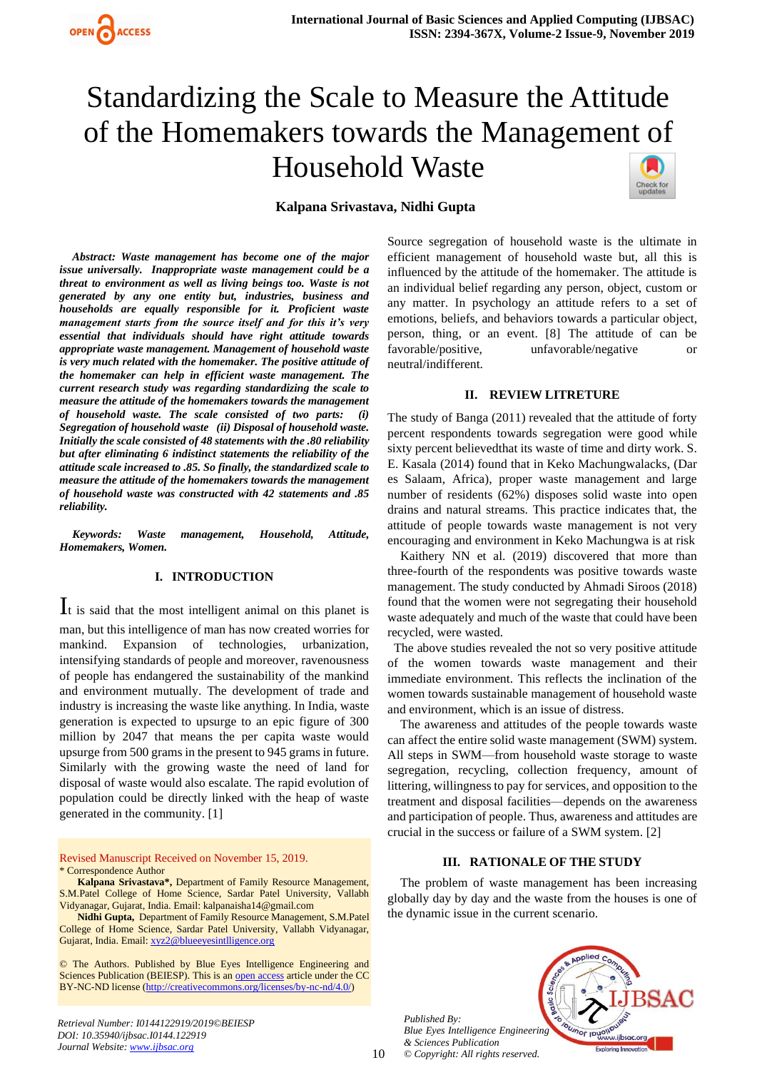# Standardizing the Scale to Measure the Attitude of the Homemakers towards the Management of Household Waste

**Kalpana Srivastava, Nidhi Gupta**

***Abstract:** Waste management has become one of the major issue universally. Inappropriate waste management could be a threat to environment as well as living beings too. Waste is not generated by any one entity but, industries, business and households are equally responsible for it. Proficient waste management starts from the source itself and for this it's very essential that individuals should have right attitude towards appropriate waste management. Management of household waste is very much related with the homemaker. The positive attitude of the homemaker can help in efficient waste management. The current research study was regarding standardizing the scale to measure the attitude of the homemakers towards the management of household waste. The scale consisted of two parts: (i) Segregation of household waste (ii) Disposal of household waste. Initially the scale consisted of 48 statements with the .80 reliability but after eliminating 6 indistinct statements the reliability of the attitude scale increased to .85. So finally, the standardized scale to measure the attitude of the homemakers towards the management of household waste was constructed with 42 statements and .85 reliability.*

***Keywords:** Waste management, Household, Attitude, Homemakers, Women.*

## I. INTRODUCTION

It is said that the most intelligent animal on this planet is man, but this intelligence of man has now created worries for mankind. Expansion of technologies, urbanization, intensifying standards of people and moreover, ravenousness of people has endangered the sustainability of the mankind and environment mutually. The development of trade and industry is increasing the waste like anything. In India, waste generation is expected to upsurge to an epic figure of 300 million by 2047 that means the per capita waste would upsurge from 500 grams in the present to 945 grams in future. Similarly with the growing waste the need of land for disposal of waste would also escalate. The rapid evolution of population could be directly linked with the heap of waste generated in the community. [1]

Source segregation of household waste is the ultimate in efficient management of household waste but, all this is influenced by the attitude of the homemaker. The attitude is an individual belief regarding any person, object, custom or any matter. In psychology an attitude refers to a set of emotions, beliefs, and behaviors towards a particular object, person, thing, or an event. [8] The attitude of can be favorable/positive, unfavorable/negative or neutral/indifferent.

## II. REVIEW LITRETURE

The study of Banga (2011) revealed that the attitude of forty percent respondents towards segregation were good while sixty percent believedthat its waste of time and dirty work. S. E. Kasala (2014) found that in Keko Machungwalacks, (Dar es Salaam, Africa), proper waste management and large number of residents (62%) disposes solid waste into open drains and natural streams. This practice indicates that, the attitude of people towards waste management is not very encouraging and environment in Keko Machungwa is at risk

Kaithery NN et al. (2019) discovered that more than three-fourth of the respondents was positive towards waste management. The study conducted by Ahmadi Siroos (2018) found that the women were not segregating their household waste adequately and much of the waste that could have been recycled, were wasted.

The above studies revealed the not so very positive attitude of the women towards waste management and their immediate environment. This reflects the inclination of the women towards sustainable management of household waste and environment, which is an issue of distress.

The awareness and attitudes of the people towards waste can affect the entire solid waste management (SWM) system. All steps in SWM—from household waste storage to waste segregation, recycling, collection frequency, amount of littering, willingness to pay for services, and opposition to the treatment and disposal facilities—depends on the awareness and participation of people. Thus, awareness and attitudes are crucial in the success or failure of a SWM system. [2]

## III. RATIONALE OF THE STUDY

The problem of waste management has been increasing globally day by day and the waste from the houses is one of the dynamic issue in the current scenario.

Revised Manuscript Received on November 15, 2019.

\* Correspondence Author

**Kalpana Srivastava\*,** Department of Family Resource Management, S.M.Patel College of Home Science, Sardar Patel University, Vallabh Vidyanagar, Gujarat, India. Email: kalpanaisha14@gmail.com

**Nidhi Gupta,** Department of Family Resource Management, S.M.Patel College of Home Science, Sardar Patel University, Vallabh Vidyanagar, Gujarat, India. Email: xyz2@blueeyesintlligence.org

© The Authors. Published by Blue Eyes Intelligence Engineering and Sciences Publication (BEIESP). This is an open access article under the CC BY-NC-ND license (http://creativecommons.org/licenses/by-nc-nd/4.0/)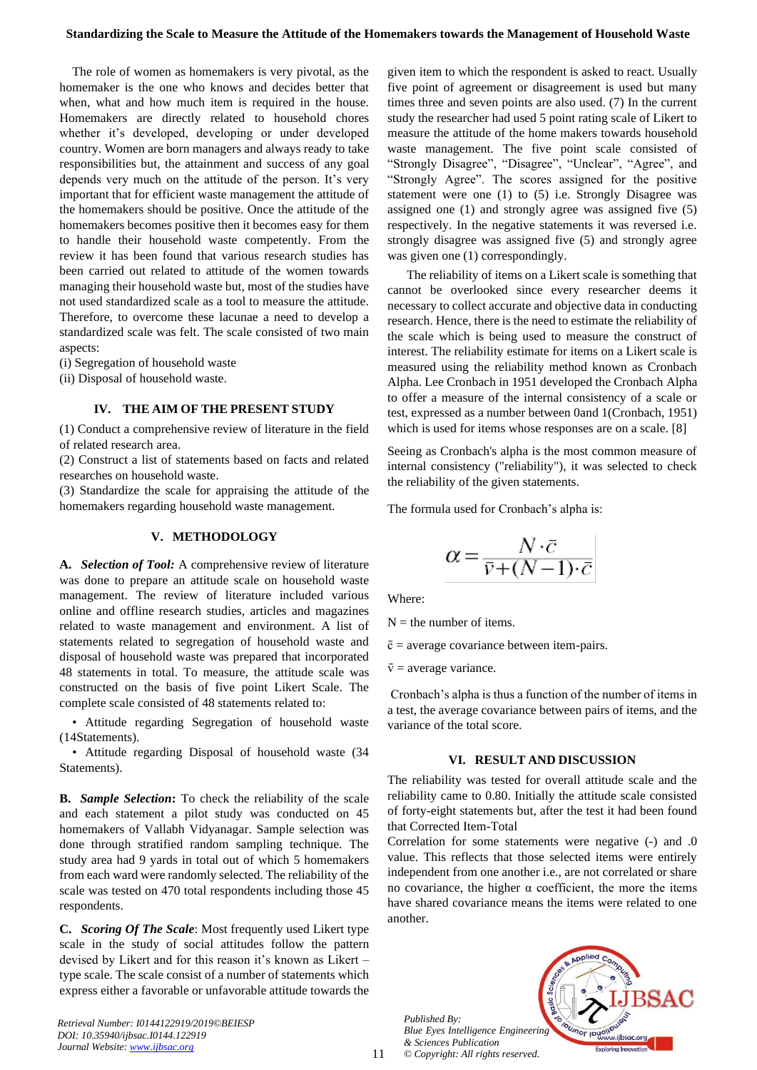The role of women as homemakers is very pivotal, as the homemaker is the one who knows and decides better that when, what and how much item is required in the house. Homemakers are directly related to household chores whether it's developed, developing or under developed country. Women are born managers and always ready to take responsibilities but, the attainment and success of any goal depends very much on the attitude of the person. It's very important that for efficient waste management the attitude of the homemakers should be positive. Once the attitude of the homemakers becomes positive then it becomes easy for them to handle their household waste competently. From the review it has been found that various research studies has been carried out related to attitude of the women towards managing their household waste but, most of the studies have not used standardized scale as a tool to measure the attitude. Therefore, to overcome these lacunae a need to develop a standardized scale was felt. The scale consisted of two main aspects:

(i) Segregation of household waste
(ii) Disposal of household waste.

## IV. THE AIM OF THE PRESENT STUDY

(1) Conduct a comprehensive review of literature in the field of related research area.
(2) Construct a list of statements based on facts and related researches on household waste.
(3) Standardize the scale for appraising the attitude of the homemakers regarding household waste management.

## V. METHODOLOGY

**A. *Selection of Tool:*** A comprehensive review of literature was done to prepare an attitude scale on household waste management. The review of literature included various online and offline research studies, articles and magazines related to waste management and environment. A list of statements related to segregation of household waste and disposal of household waste was prepared that incorporated 48 statements in total. To measure, the attitude scale was constructed on the basis of five point Likert Scale. The complete scale consisted of 48 statements related to:

- Attitude regarding Segregation of household waste (14Statements).
- Attitude regarding Disposal of household waste (34 Statements).

**B. *Sample Selection*:** To check the reliability of the scale and each statement a pilot study was conducted on 45 homemakers of Vallabh Vidyanagar. Sample selection was done through stratified random sampling technique. The study area had 9 yards in total out of which 5 homemakers from each ward were randomly selected. The reliability of the scale was tested on 470 total respondents including those 45 respondents.

**C. *Scoring Of The Scale*:** Most frequently used Likert type scale in the study of social attitudes follow the pattern devised by Likert and for this reason it's known as Likert – type scale. The scale consist of a number of statements which express either a favorable or unfavorable attitude towards the given item to which the respondent is asked to react. Usually five point of agreement or disagreement is used but many times three and seven points are also used. (7) In the current study the researcher had used 5 point rating scale of Likert to measure the attitude of the home makers towards household waste management. The five point scale consisted of "Strongly Disagree", "Disagree", "Unclear", "Agree", and "Strongly Agree". The scores assigned for the positive statement were one (1) to (5) i.e. Strongly Disagree was assigned one (1) and strongly agree was assigned five (5) respectively. In the negative statements it was reversed i.e. strongly disagree was assigned five (5) and strongly agree was given one (1) correspondingly.

The reliability of items on a Likert scale is something that cannot be overlooked since every researcher deems it necessary to collect accurate and objective data in conducting research. Hence, there is the need to estimate the reliability of the scale which is being used to measure the construct of interest. The reliability estimate for items on a Likert scale is measured using the reliability method known as Cronbach Alpha. Lee Cronbach in 1951 developed the Cronbach Alpha to offer a measure of the internal consistency of a scale or test, expressed as a number between 0and 1(Cronbach, 1951) which is used for items whose responses are on a scale. [8]

Seeing as Cronbach's alpha is the most common measure of internal consistency ("reliability"), it was selected to check the reliability of the given statements.

The formula used for Cronbach's alpha is:

$$\alpha = \frac{N \cdot \bar{c}}{\bar{v} + (N-1) \cdot \bar{c}}$$

Where:

N = the number of items.

$\bar{c}$ = average covariance between item-pairs.

$\bar{v}$ = average variance.

Cronbach's alpha is thus a function of the number of items in a test, the average covariance between pairs of items, and the variance of the total score.

## VI. RESULT AND DISCUSSION

The reliability was tested for overall attitude scale and the reliability came to 0.80. Initially the attitude scale consisted of forty-eight statements but, after the test it had been found that Corrected Item-Total Correlation for some statements were negative (-) and .0 value. This reflects that those selected items were entirely independent from one another i.e., are not correlated or share no covariance, the higher α coefficient, the more the items have shared covariance means the items were related to one another.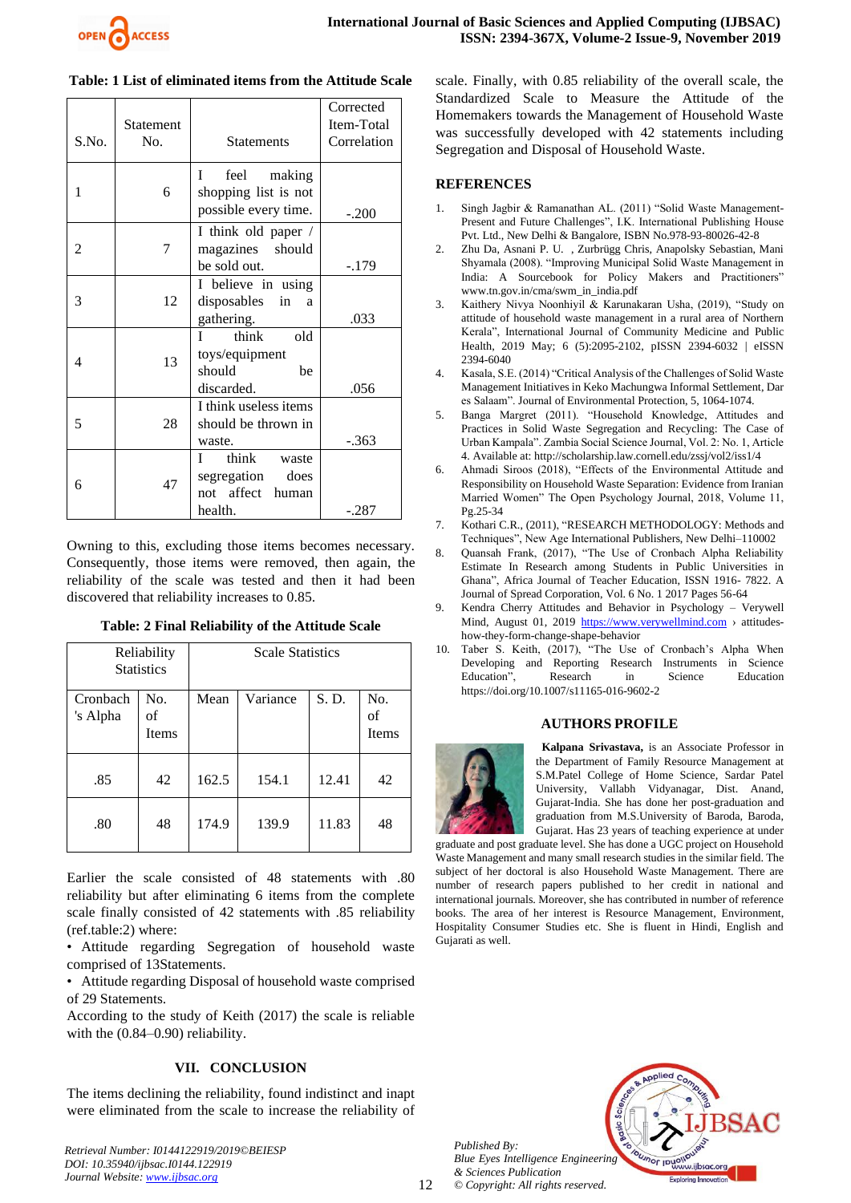**Table: 1 List of eliminated items from the Attitude Scale**

| S.No. | Statement No. | Statements | Corrected Item-Total Correlation |
|---|---|---|---|
| 1 | 6 | I feel making shopping list is not possible every time. | -.200 |
| 2 | 7 | I think old paper / magazines should be sold out. | -.179 |
| 3 | 12 | I believe in using disposables in a gathering. | .033 |
| 4 | 13 | I think old toys/equipment should be discarded. | .056 |
| 5 | 28 | I think useless items should be thrown in waste. | -.363 |
| 6 | 47 | I think waste segregation does not affect human health. | -.287 |

Owning to this, excluding those items becomes necessary. Consequently, those items were removed, then again, the reliability of the scale was tested and then it had been discovered that reliability increases to 0.85.

**Table: 2 Final Reliability of the Attitude Scale**

| Reliability Statistics | | Scale Statistics | | | |
|---|---|---|---|---|---|
| Cronbach 's Alpha | No. of Items | Mean | Variance | S. D. | No. of Items |
| .85 | 42 | 162.5 | 154.1 | 12.41 | 42 |
| .80 | 48 | 174.9 | 139.9 | 11.83 | 48 |

Earlier the scale consisted of 48 statements with .80 reliability but after eliminating 6 items from the complete scale finally consisted of 42 statements with .85 reliability (ref.table:2) where:

- Attitude regarding Segregation of household waste comprised of 13Statements.
- Attitude regarding Disposal of household waste comprised of 29 Statements.

According to the study of Keith (2017) the scale is reliable with the (0.84–0.90) reliability.

## VII. CONCLUSION

The items declining the reliability, found indistinct and inapt were eliminated from the scale to increase the reliability of scale. Finally, with 0.85 reliability of the overall scale, the Standardized Scale to Measure the Attitude of the Homemakers towards the Management of Household Waste was successfully developed with 42 statements including Segregation and Disposal of Household Waste.

## REFERENCES

1. Singh Jagbir & Ramanathan AL. (2011) "Solid Waste Management-Present and Future Challenges", I.K. International Publishing House Pvt. Ltd., New Delhi & Bangalore, ISBN No.978-93-80026-42-8
2. Zhu Da, Asnani P. U. , Zurbrügg Chris, Anapolsky Sebastian, Mani Shyamala (2008). "Improving Municipal Solid Waste Management in India: A Sourcebook for Policy Makers and Practitioners" www.tn.gov.in/cma/swm_in_india.pdf
3. Kaithery Nivya Noonhiyil & Karunakaran Usha, (2019), "Study on attitude of household waste management in a rural area of Northern Kerala", International Journal of Community Medicine and Public Health, 2019 May; 6 (5):2095-2102, pISSN 2394-6032 | eISSN 2394-6040
4. Kasala, S.E. (2014) "Critical Analysis of the Challenges of Solid Waste Management Initiatives in Keko Machungwa Informal Settlement, Dar es Salaam". Journal of Environmental Protection, 5, 1064-1074.
5. Banga Margret (2011). "Household Knowledge, Attitudes and Practices in Solid Waste Segregation and Recycling: The Case of Urban Kampala". Zambia Social Science Journal, Vol. 2: No. 1, Article 4. Available at: http://scholarship.law.cornell.edu/zssj/vol2/iss1/4
6. Ahmadi Siroos (2018), "Effects of the Environmental Attitude and Responsibility on Household Waste Separation: Evidence from Iranian Married Women" The Open Psychology Journal, 2018, Volume 11, Pg.25-34
7. Kothari C.R., (2011), "RESEARCH METHODOLOGY: Methods and Techniques", New Age International Publishers, New Delhi–110002
8. Quansah Frank, (2017), "The Use of Cronbach Alpha Reliability Estimate In Research among Students in Public Universities in Ghana", Africa Journal of Teacher Education, ISSN 1916- 7822. A Journal of Spread Corporation, Vol. 6 No. 1 2017 Pages 56-64
9. Kendra Cherry Attitudes and Behavior in Psychology – Verywell Mind, August 01, 2019 https://www.verywellmind.com › attitudes-how-they-form-change-shape-behavior
10. Taber S. Keith, (2017), "The Use of Cronbach's Alpha When Developing and Reporting Research Instruments in Science Education", Research in Science Education https://doi.org/10.1007/s11165-016-9602-2

## AUTHORS PROFILE

**Kalpana Srivastava,** is an Associate Professor in the Department of Family Resource Management at S.M.Patel College of Home Science, Sardar Patel University, Vallabh Vidyanagar, Dist. Anand, Gujarat-India. She has done her post-graduation and graduation from M.S.University of Baroda, Baroda, Gujarat. Has 23 years of teaching experience at under graduate and post graduate level. She has done a UGC project on Household Waste Management and many small research studies in the similar field. The subject of her doctoral is also Household Waste Management. There are number of research papers published to her credit in national and international journals. Moreover, she has contributed in number of reference books. The area of her interest is Resource Management, Environment, Hospitality Consumer Studies etc. She is fluent in Hindi, English and Gujarati as well.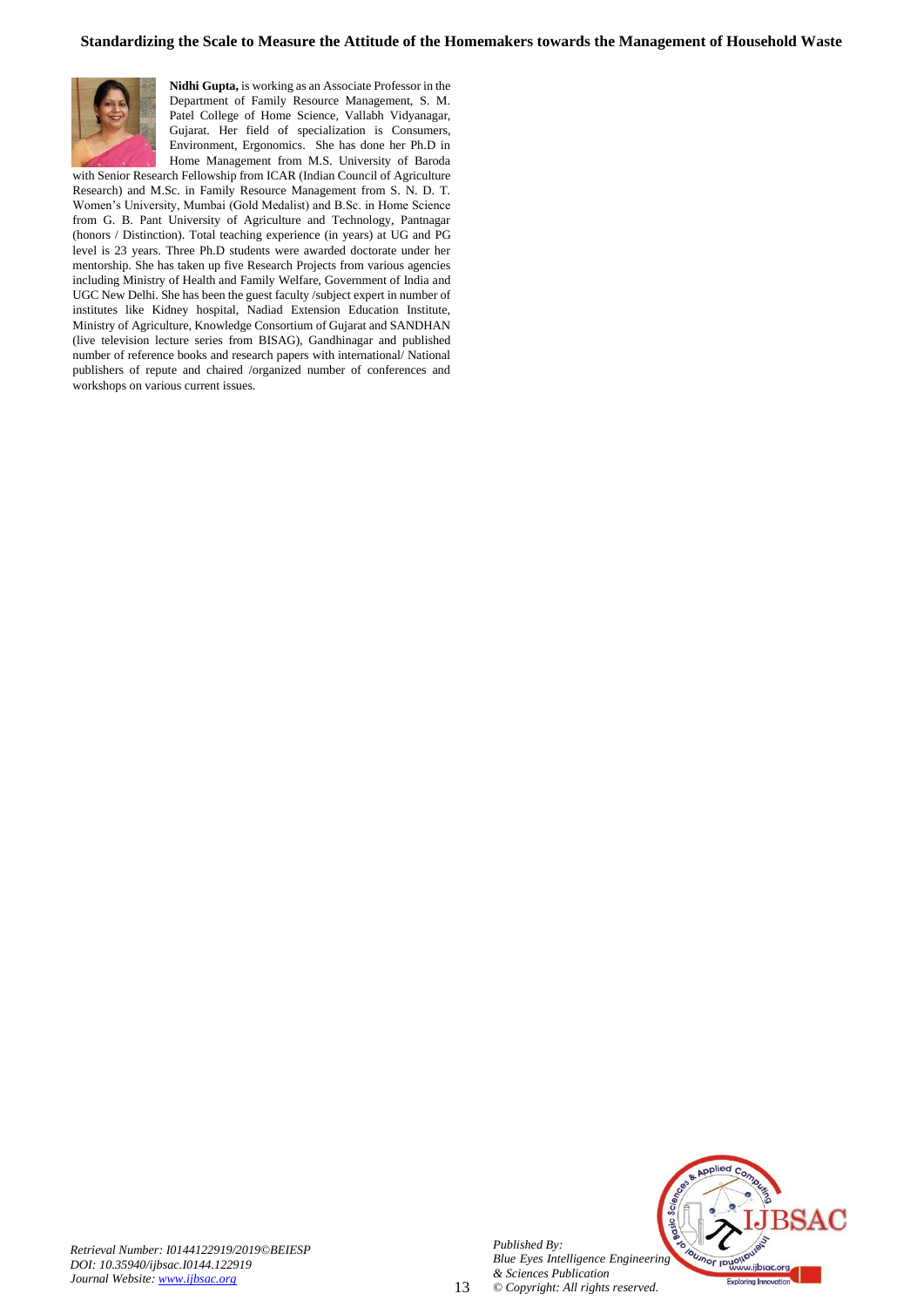**Nidhi Gupta,** is working as an Associate Professor in the Department of Family Resource Management, S. M. Patel College of Home Science, Vallabh Vidyanagar, Gujarat. Her field of specialization is Consumers, Environment, Ergonomics. She has done her Ph.D in Home Management from M.S. University of Baroda with Senior Research Fellowship from ICAR (Indian Council of Agriculture Research) and M.Sc. in Family Resource Management from S. N. D. T. Women's University, Mumbai (Gold Medalist) and B.Sc. in Home Science from G. B. Pant University of Agriculture and Technology, Pantnagar (honors / Distinction). Total teaching experience (in years) at UG and PG level is 23 years. Three Ph.D students were awarded doctorate under her mentorship. She has taken up five Research Projects from various agencies including Ministry of Health and Family Welfare, Government of India and UGC New Delhi. She has been the guest faculty /subject expert in number of institutes like Kidney hospital, Nadiad Extension Education Institute, Ministry of Agriculture, Knowledge Consortium of Gujarat and SANDHAN (live television lecture series from BISAG), Gandhinagar and published number of reference books and research papers with international/ National publishers of repute and chaired /organized number of conferences and workshops on various current issues.